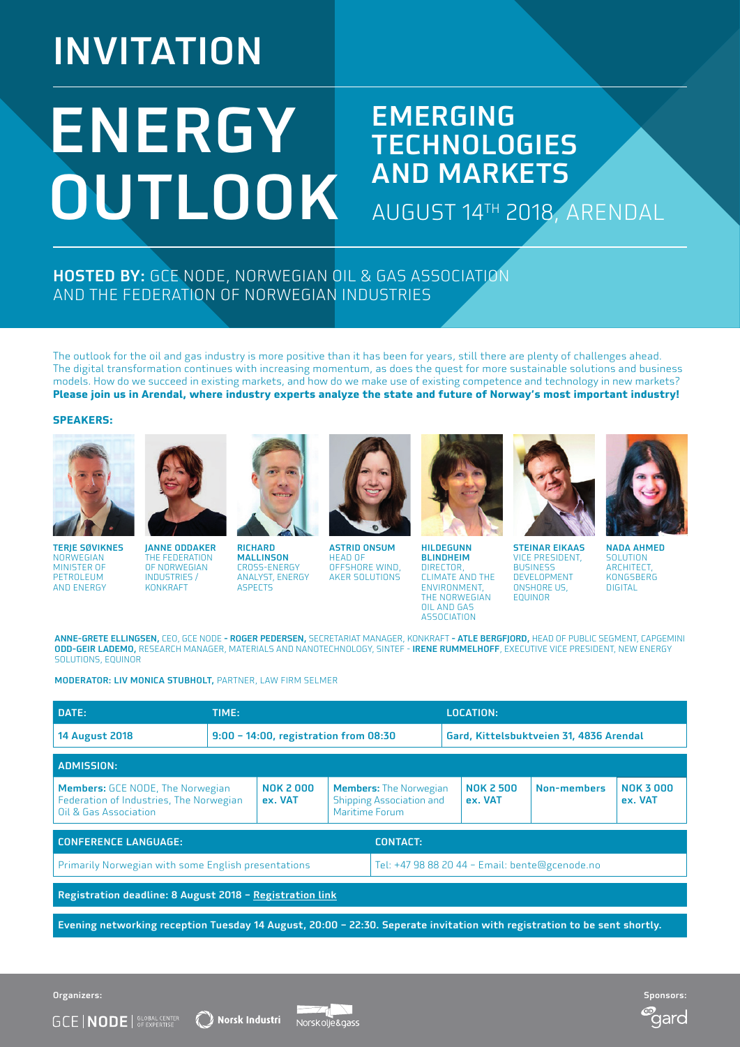# INVITATION

# ENERGY OUTLOOK

## EMERGING TECHNOLOGIES AND MARKETS

AUGUST 14TH 2018, ARENDAL

**HOSTED BY:** GCE NODE, NORWEGIAN OIL & GAS ASSOCIATION AND THE FEDERATION OF NORWEGIAN INDUSTRIES

The outlook for the oil and gas industry is more positive than it has been for years, still there are plenty of challenges ahead. The digital transformation continues with increasing momentum, as does the quest for more sustainable solutions and business models. How do we succeed in existing markets, and how do we make use of existing competence and technology in new markets? **Please join us in Arendal, where industry experts analyze the state and future of Norway's most important industry!**

**SPEAKERS:**

**TERJE SØVIKNES** NORWEGIAN MINISTER OF PETROLEUM AND ENERGY

**JANNE ODDAKER** THE FEDERATION OF NORWEGIAN INDUSTRIES / KONKRAFT

**RICHARD MALLINSON** CROSS-ENERGY ANALYST, ENERGY ASPECTS

**ASTRID ONSUM** HEAD OF OFFSHORE WIND, AKER SOLUTIONS

**HILDEGUNN BLINDHEIM** DIRECTOR, CLIMATE AND THE ENVIRONMENT, THE NORWEGIAN OIL AND GAS ASSOCIATION

**STEINAR EIKAAS** VICE PRESIDENT, BUSINESS DEVELOPMENT ONSHORE US, EQUINOR

**NADA AHMED** SOLUTION ARCHITECT, KONGSBERG DIGITAL

**ANNE-GRETE ELLINGSEN,** CEO, GCE NODE **- ROGER PEDERSEN,** SECRETARIAT MANAGER, KONKRAFT **- ATLE BERGFJORD,** HEAD OF PUBLIC SEGMENT, CAPGEMINI **ODD-GEIR LADEMO,** RESEARCH MANAGER, MATERIALS AND NANOTECHNOLOGY, SINTEF - **IRENE RUMMELHOFF**, EXECUTIVE VICE PRESIDENT, NEW ENERGY SOLUTIONS, EQUINOR

**MODERATOR: LIV MONICA STUBHOLT,** PARTNER, LAW FIRM SELMER

| DATE: | TIME: | LOCATION: |
|---|---|---|
| 14 August 2018 | 9:00 – 14:00, registration from 08:30 | Gard, Kittelsbuktveien 31, 4836 Arendal |

| ADMISSION: | | | | | |
|---|---|---|---|---|---|
| **Members:** GCE NODE, The Norwegian Federation of Industries, The Norwegian Oil & Gas Association | NOK 2 000 ex. VAT | **Members:** The Norwegian Shipping Association and Maritime Forum | NOK 2 500 ex. VAT | Non-members | NOK 3 000 ex. VAT |

| CONFERENCE LANGUAGE: | CONTACT: |
|---|---|
| Primarily Norwegian with some English presentations | Tel: +47 98 88 20 44 – Email: bente@gcenode.no |

**Registration deadline: 8 August 2018 – Registration link**

**Evening networking reception Tuesday 14 August, 20:00 – 22:30. Seperate invitation with registration to be sent shortly.**

Organizers: GCE | NODE GLOBAL CENTER OF EXPERTISE, Norsk Industri, Norskolje&gass

Sponsors: gard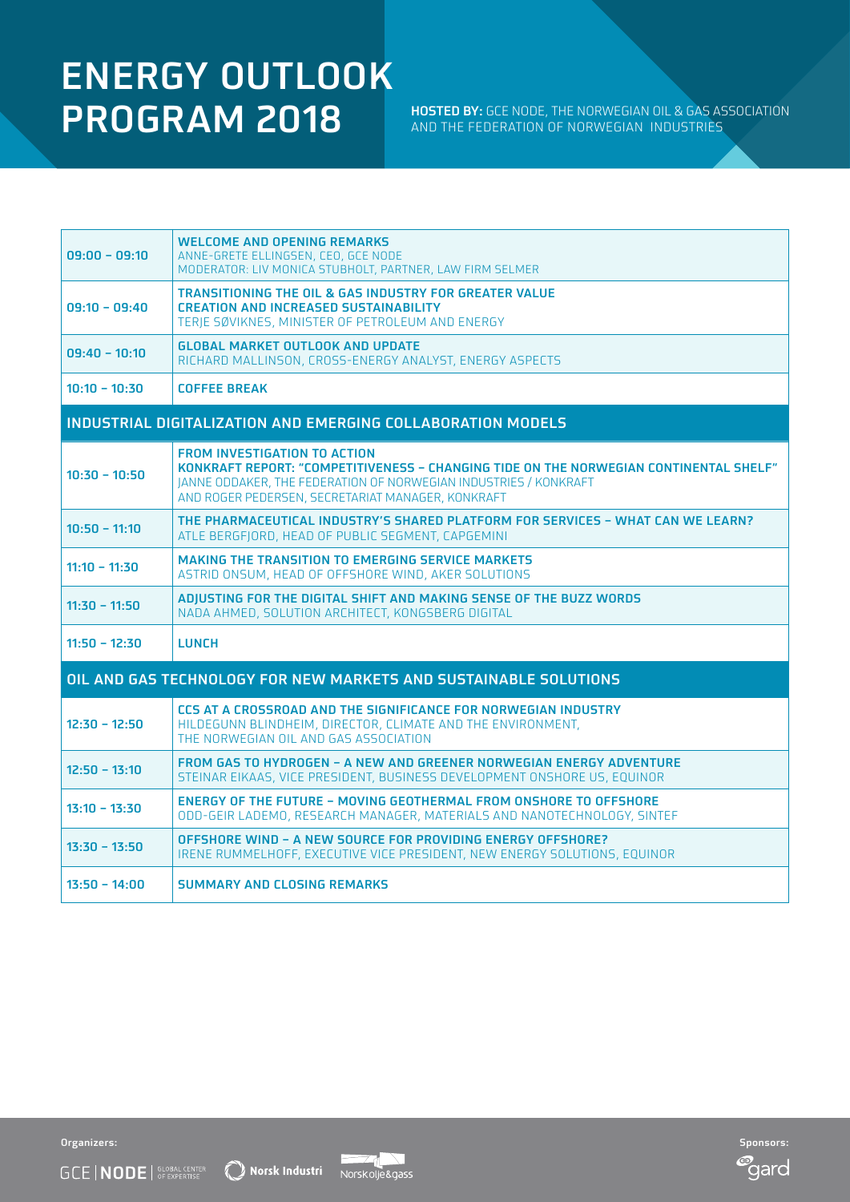# ENERGY OUTLOOK PROGRAM 2018

**HOSTED BY:** GCE NODE, THE NORWEGIAN OIL & GAS ASSOCIATION AND THE FEDERATION OF NORWEGIAN INDUSTRIES

| | |
|---|---|
| 09:00 – 09:10 | **WELCOME AND OPENING REMARKS**<br>ANNE-GRETE ELLINGSEN, CEO, GCE NODE<br>MODERATOR: LIV MONICA STUBHOLT, PARTNER, LAW FIRM SELMER |
| 09:10 – 09:40 | **TRANSITIONING THE OIL & GAS INDUSTRY FOR GREATER VALUE CREATION AND INCREASED SUSTAINABILITY**<br>TERJE SØVIKNES, MINISTER OF PETROLEUM AND ENERGY |
| 09:40 – 10:10 | **GLOBAL MARKET OUTLOOK AND UPDATE**<br>RICHARD MALLINSON, CROSS-ENERGY ANALYST, ENERGY ASPECTS |
| 10:10 – 10:30 | **COFFEE BREAK** |
| **INDUSTRIAL DIGITALIZATION AND EMERGING COLLABORATION MODELS** | |
| 10:30 – 10:50 | **FROM INVESTIGATION TO ACTION**<br>**KONKRAFT REPORT: "COMPETITIVENESS – CHANGING TIDE ON THE NORWEGIAN CONTINENTAL SHELF"**<br>JANNE ODDAKER, THE FEDERATION OF NORWEGIAN INDUSTRIES / KONKRAFT AND ROGER PEDERSEN, SECRETARIAT MANAGER, KONKRAFT |
| 10:50 – 11:10 | **THE PHARMACEUTICAL INDUSTRY'S SHARED PLATFORM FOR SERVICES – WHAT CAN WE LEARN?**<br>ATLE BERGFJORD, HEAD OF PUBLIC SEGMENT, CAPGEMINI |
| 11:10 – 11:30 | **MAKING THE TRANSITION TO EMERGING SERVICE MARKETS**<br>ASTRID ONSUM, HEAD OF OFFSHORE WIND, AKER SOLUTIONS |
| 11:30 – 11:50 | **ADJUSTING FOR THE DIGITAL SHIFT AND MAKING SENSE OF THE BUZZ WORDS**<br>NADA AHMED, SOLUTION ARCHITECT, KONGSBERG DIGITAL |
| 11:50 – 12:30 | **LUNCH** |
| **OIL AND GAS TECHNOLOGY FOR NEW MARKETS AND SUSTAINABLE SOLUTIONS** | |
| 12:30 – 12:50 | **CCS AT A CROSSROAD AND THE SIGNIFICANCE FOR NORWEGIAN INDUSTRY**<br>HILDEGUNN BLINDHEIM, DIRECTOR, CLIMATE AND THE ENVIRONMENT, THE NORWEGIAN OIL AND GAS ASSOCIATION |
| 12:50 – 13:10 | **FROM GAS TO HYDROGEN – A NEW AND GREENER NORWEGIAN ENERGY ADVENTURE**<br>STEINAR EIKAAS, VICE PRESIDENT, BUSINESS DEVELOPMENT ONSHORE US, EQUINOR |
| 13:10 – 13:30 | **ENERGY OF THE FUTURE – MOVING GEOTHERMAL FROM ONSHORE TO OFFSHORE**<br>ODD-GEIR LADEMO, RESEARCH MANAGER, MATERIALS AND NANOTECHNOLOGY, SINTEF |
| 13:30 – 13:50 | **OFFSHORE WIND – A NEW SOURCE FOR PROVIDING ENERGY OFFSHORE?**<br>IRENE RUMMELHOFF, EXECUTIVE VICE PRESIDENT, NEW ENERGY SOLUTIONS, EQUINOR |
| 13:50 – 14:00 | **SUMMARY AND CLOSING REMARKS** |

Organizers: GCE NODE GLOBAL CENTER OF EXPERTISE, Norsk Industri, Norsk olje&gass

Sponsors: gard